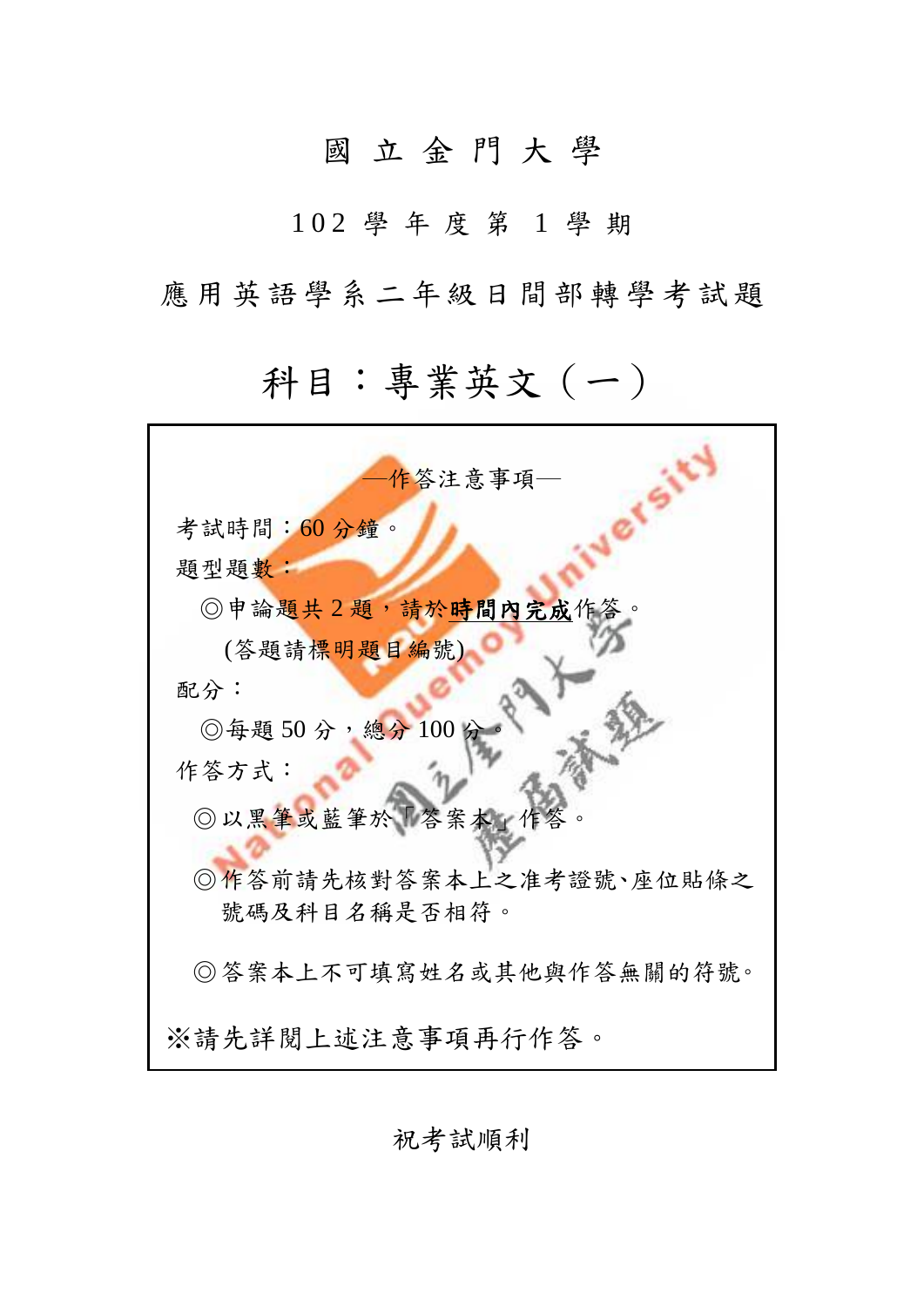# 國 立 金 門 大 學

## 102 學 年 度 第 1 學 期

## 應 用 英 語 學 系 二 年 級 日 間 部 轉 學 考 試 題

# 科目：專業英文（一）

—作答注意事項—

考試時間：60 分鐘。

題型題數：

◎申論題共 2 題，請於**時間內完成**作答。

(答題請標明題目編號)

配分：

◎每題 50 分，總分 100 分。

作答方式：

◎以黑筆或藍筆於「答案本」作答。

◎作答前請先核對答案本上之准考證號、座位貼條之號碼及科目名稱是否相符。

◎答案本上不可填寫姓名或其他與作答無關的符號。

※請先詳閱上述注意事項再行作答。

祝考試順利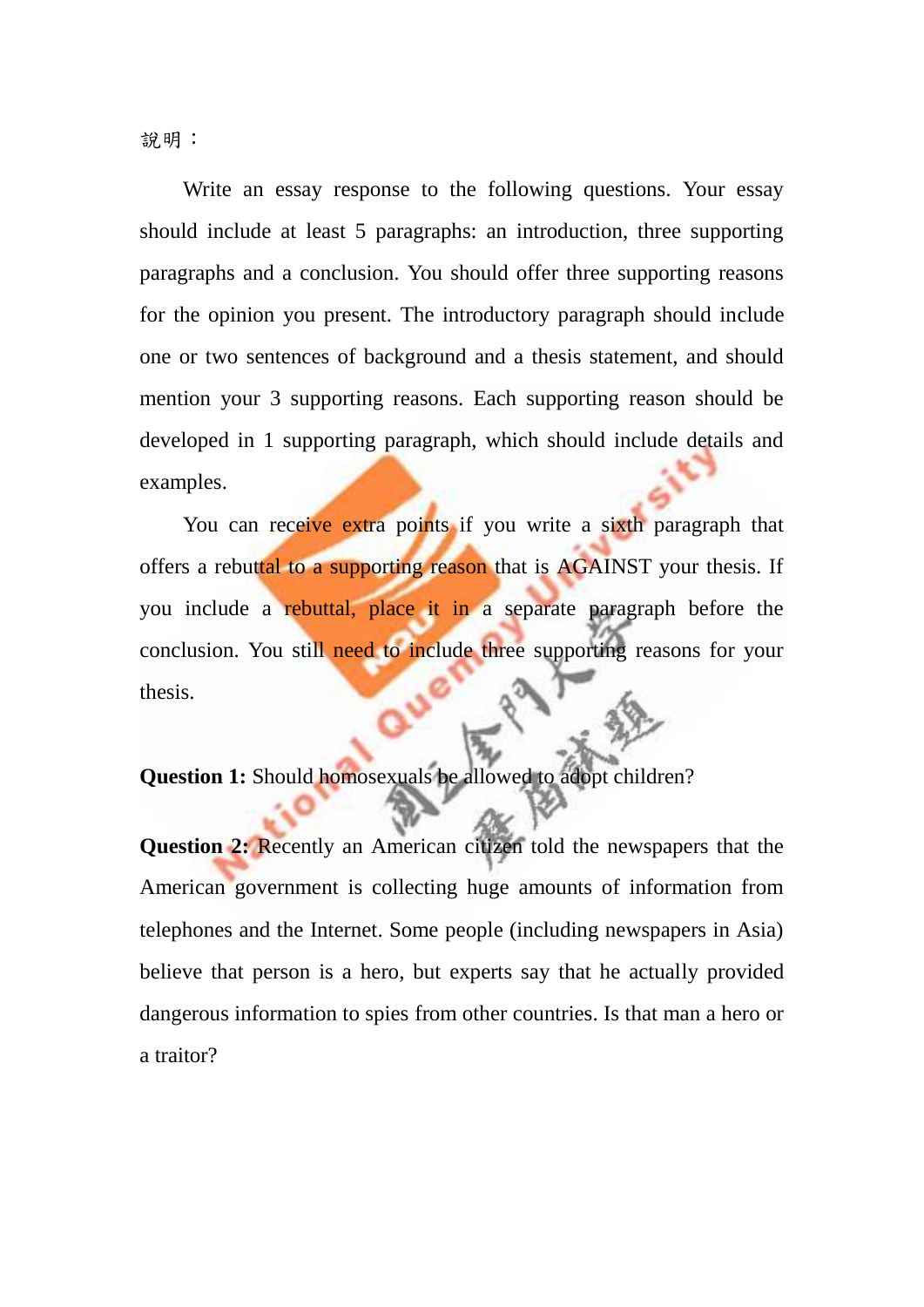說明：

Write an essay response to the following questions. Your essay should include at least 5 paragraphs: an introduction, three supporting paragraphs and a conclusion. You should offer three supporting reasons for the opinion you present. The introductory paragraph should include one or two sentences of background and a thesis statement, and should mention your 3 supporting reasons. Each supporting reason should be developed in 1 supporting paragraph, which should include details and examples.

You can receive extra points if you write a sixth paragraph that offers a rebuttal to a supporting reason that is AGAINST your thesis. If you include a rebuttal, place it in a separate paragraph before the conclusion. You still need to include three supporting reasons for your thesis.

**Question 1:** Should homosexuals be allowed to adopt children?

**Question 2:** Recently an American citizen told the newspapers that the American government is collecting huge amounts of information from telephones and the Internet. Some people (including newspapers in Asia) believe that person is a hero, but experts say that he actually provided dangerous information to spies from other countries. Is that man a hero or a traitor?